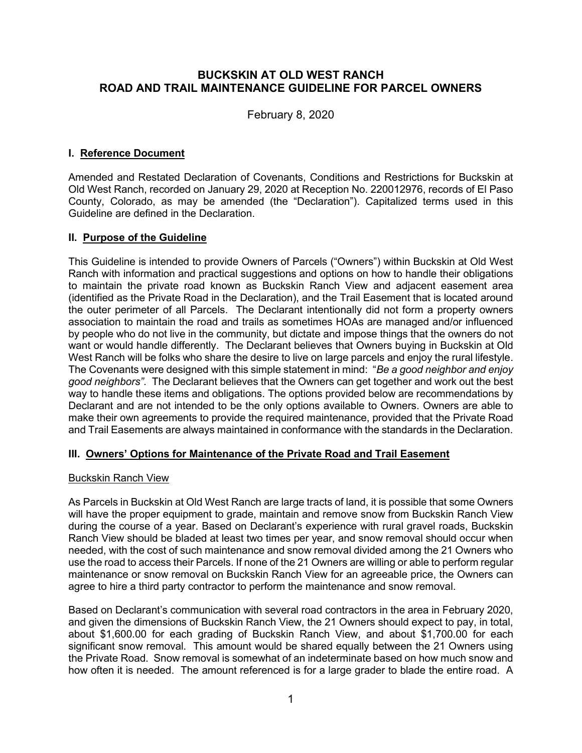# BUCKSKIN AT OLD WEST RANCH
# ROAD AND TRAIL MAINTENANCE GUIDELINE FOR PARCEL OWNERS

February 8, 2020

## I. Reference Document

Amended and Restated Declaration of Covenants, Conditions and Restrictions for Buckskin at Old West Ranch, recorded on January 29, 2020 at Reception No. 220012976, records of El Paso County, Colorado, as may be amended (the "Declaration"). Capitalized terms used in this Guideline are defined in the Declaration.

## II. Purpose of the Guideline

This Guideline is intended to provide Owners of Parcels ("Owners") within Buckskin at Old West Ranch with information and practical suggestions and options on how to handle their obligations to maintain the private road known as Buckskin Ranch View and adjacent easement area (identified as the Private Road in the Declaration), and the Trail Easement that is located around the outer perimeter of all Parcels. The Declarant intentionally did not form a property owners association to maintain the road and trails as sometimes HOAs are managed and/or influenced by people who do not live in the community, but dictate and impose things that the owners do not want or would handle differently. The Declarant believes that Owners buying in Buckskin at Old West Ranch will be folks who share the desire to live on large parcels and enjoy the rural lifestyle. The Covenants were designed with this simple statement in mind: "*Be a good neighbor and enjoy good neighbors"*. The Declarant believes that the Owners can get together and work out the best way to handle these items and obligations. The options provided below are recommendations by Declarant and are not intended to be the only options available to Owners. Owners are able to make their own agreements to provide the required maintenance, provided that the Private Road and Trail Easements are always maintained in conformance with the standards in the Declaration.

## III. Owners' Options for Maintenance of the Private Road and Trail Easement

### Buckskin Ranch View

As Parcels in Buckskin at Old West Ranch are large tracts of land, it is possible that some Owners will have the proper equipment to grade, maintain and remove snow from Buckskin Ranch View during the course of a year. Based on Declarant's experience with rural gravel roads, Buckskin Ranch View should be bladed at least two times per year, and snow removal should occur when needed, with the cost of such maintenance and snow removal divided among the 21 Owners who use the road to access their Parcels. If none of the 21 Owners are willing or able to perform regular maintenance or snow removal on Buckskin Ranch View for an agreeable price, the Owners can agree to hire a third party contractor to perform the maintenance and snow removal.

Based on Declarant's communication with several road contractors in the area in February 2020, and given the dimensions of Buckskin Ranch View, the 21 Owners should expect to pay, in total, about $1,600.00 for each grading of Buckskin Ranch View, and about $1,700.00 for each significant snow removal. This amount would be shared equally between the 21 Owners using the Private Road. Snow removal is somewhat of an indeterminate based on how much snow and how often it is needed. The amount referenced is for a large grader to blade the entire road. A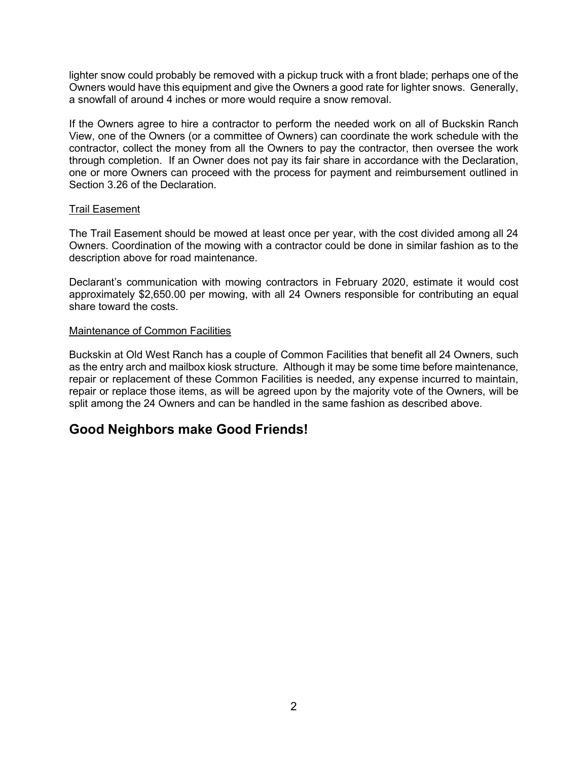lighter snow could probably be removed with a pickup truck with a front blade; perhaps one of the Owners would have this equipment and give the Owners a good rate for lighter snows. Generally, a snowfall of around 4 inches or more would require a snow removal.

If the Owners agree to hire a contractor to perform the needed work on all of Buckskin Ranch View, one of the Owners (or a committee of Owners) can coordinate the work schedule with the contractor, collect the money from all the Owners to pay the contractor, then oversee the work through completion. If an Owner does not pay its fair share in accordance with the Declaration, one or more Owners can proceed with the process for payment and reimbursement outlined in Section 3.26 of the Declaration.

<u>Trail Easement</u>

The Trail Easement should be mowed at least once per year, with the cost divided among all 24 Owners. Coordination of the mowing with a contractor could be done in similar fashion as to the description above for road maintenance.

Declarant's communication with mowing contractors in February 2020, estimate it would cost approximately $2,650.00 per mowing, with all 24 Owners responsible for contributing an equal share toward the costs.

<u>Maintenance of Common Facilities</u>

Buckskin at Old West Ranch has a couple of Common Facilities that benefit all 24 Owners, such as the entry arch and mailbox kiosk structure. Although it may be some time before maintenance, repair or replacement of these Common Facilities is needed, any expense incurred to maintain, repair or replace those items, as will be agreed upon by the majority vote of the Owners, will be split among the 24 Owners and can be handled in the same fashion as described above.

## Good Neighbors make Good Friends!